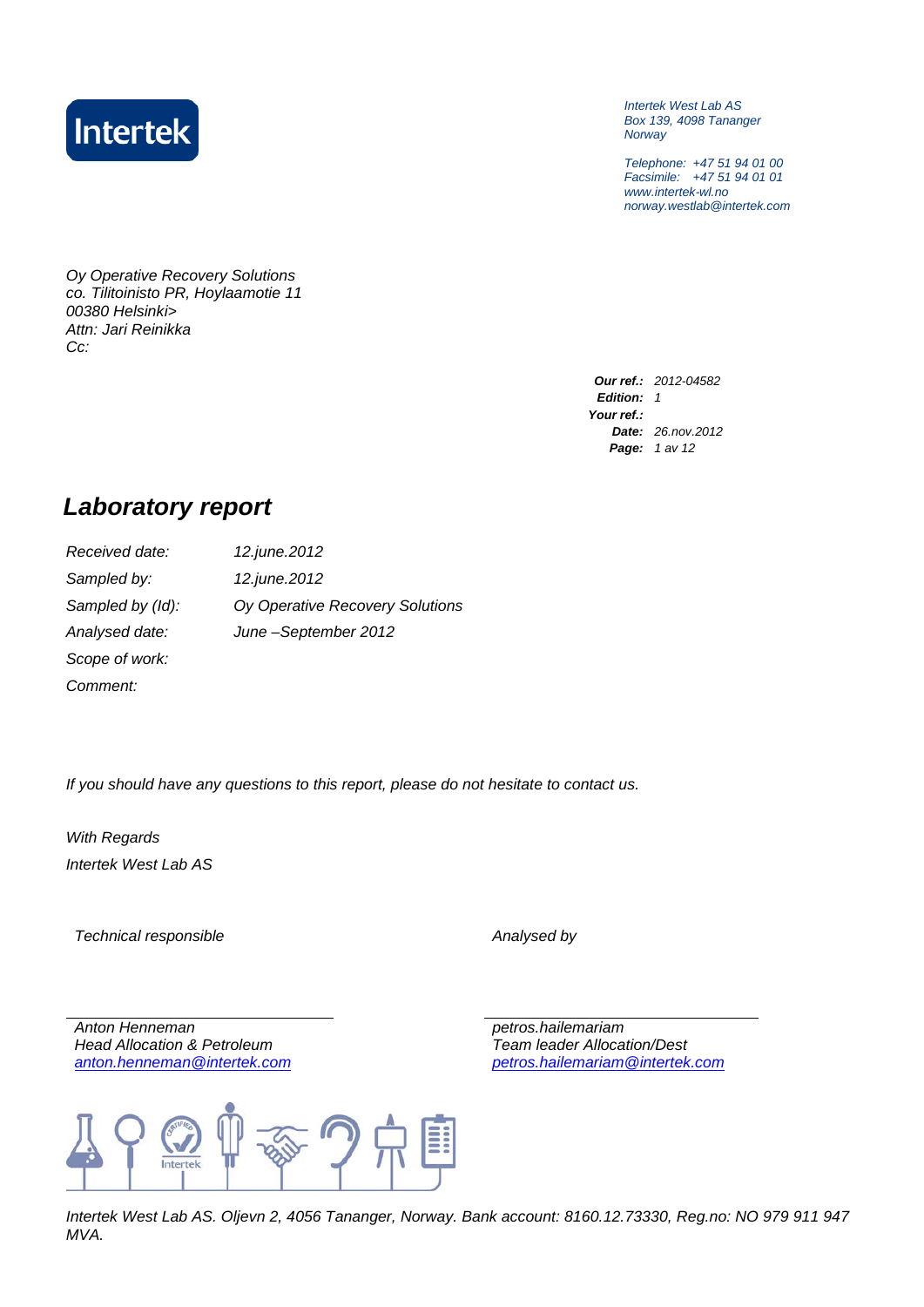Intertek West Lab AS
Box 139, 4098 Tananger
Norway

Telephone: +47 51 94 01 00
Facsimile: +47 51 94 01 01
www.intertek-wl.no
norway.westlab@intertek.com

Oy Operative Recovery Solutions
co. Tilitoinisto PR, Hoylaamotie 11
00380 Helsinki>
Attn: Jari Reinikka
Cc:

**Our ref.:** 2012-04582
**Edition:** 1
**Your ref.:**
**Date:** 26.nov.2012
**Page:** 1 av 12

# Laboratory report

| | |
|---|---|
| *Received date:* | 12.june.2012 |
| *Sampled by:* | 12.june.2012 |
| *Sampled by (Id):* | Oy Operative Recovery Solutions |
| *Analysed date:* | June –September 2012 |
| *Scope of work:* | |
| *Comment:* | |

*If you should have any questions to this report, please do not hesitate to contact us.*

*With Regards*
*Intertek West Lab AS*

| Technical responsible | Analysed by |
|---|---|
| Anton Henneman | petros.hailemariam |
| Head Allocation & Petroleum | Team leader Allocation/Dest |
| anton.henneman@intertek.com | petros.hailemariam@intertek.com |

*Intertek West Lab AS. Oljevn 2, 4056 Tananger, Norway. Bank account: 8160.12.73330, Reg.no: NO 979 911 947 MVA.*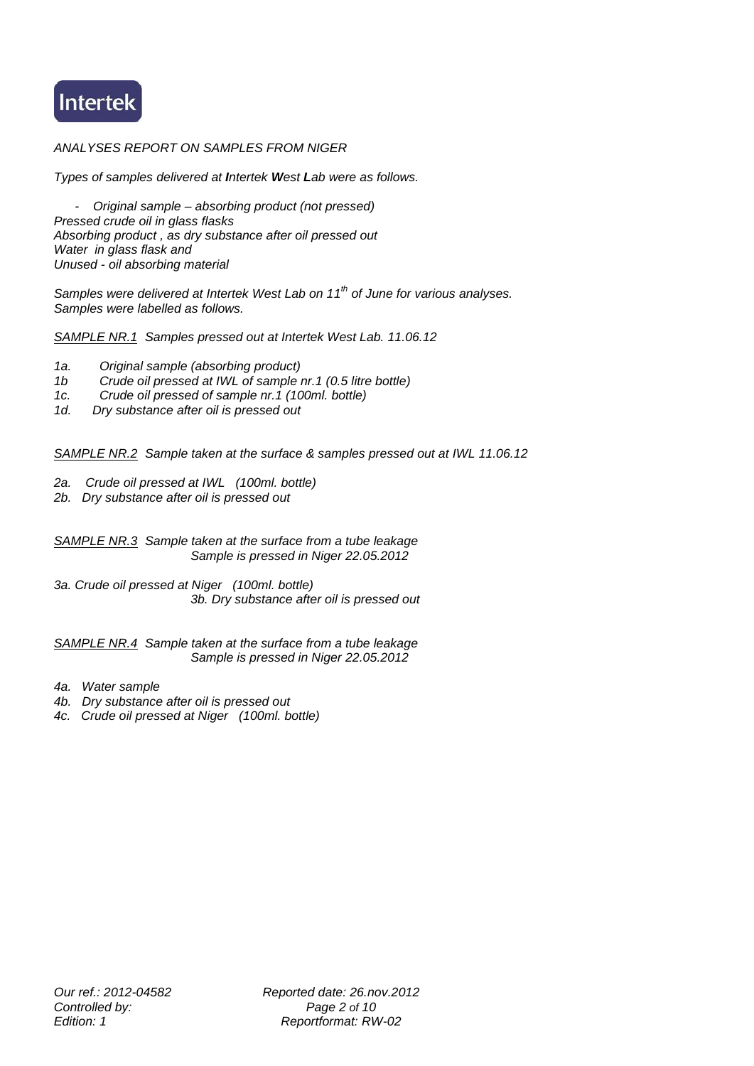*ANALYSES REPORT ON SAMPLES FROM NIGER*

*Types of samples delivered at **I**ntertek **W**est **L**ab were as follows.*

- *Original sample – absorbing product (not pressed)*

*Pressed crude oil in glass flasks*
*Absorbing product , as dry substance after oil pressed out*
*Water in glass flask and*
*Unused - oil absorbing material*

*Samples were delivered at Intertek West Lab on 11th of June for various analyses.*
*Samples were labelled as follows.*

*<u>SAMPLE NR.1</u> Samples pressed out at Intertek West Lab. 11.06.12*

*1a. Original sample (absorbing product)*
*1b Crude oil pressed at IWL of sample nr.1 (0.5 litre bottle)*
*1c. Crude oil pressed of sample nr.1 (100ml. bottle)*
*1d. Dry substance after oil is pressed out*

*<u>SAMPLE NR.2</u> Sample taken at the surface & samples pressed out at IWL 11.06.12*

*2a. Crude oil pressed at IWL (100ml. bottle)*
*2b. Dry substance after oil is pressed out*

*<u>SAMPLE NR.3</u> Sample taken at the surface from a tube leakage*
*Sample is pressed in Niger 22.05.2012*

*3a. Crude oil pressed at Niger (100ml. bottle)*
*3b. Dry substance after oil is pressed out*

*<u>SAMPLE NR.4</u> Sample taken at the surface from a tube leakage*
*Sample is pressed in Niger 22.05.2012*

*4a. Water sample*
*4b. Dry substance after oil is pressed out*
*4c. Crude oil pressed at Niger (100ml. bottle)*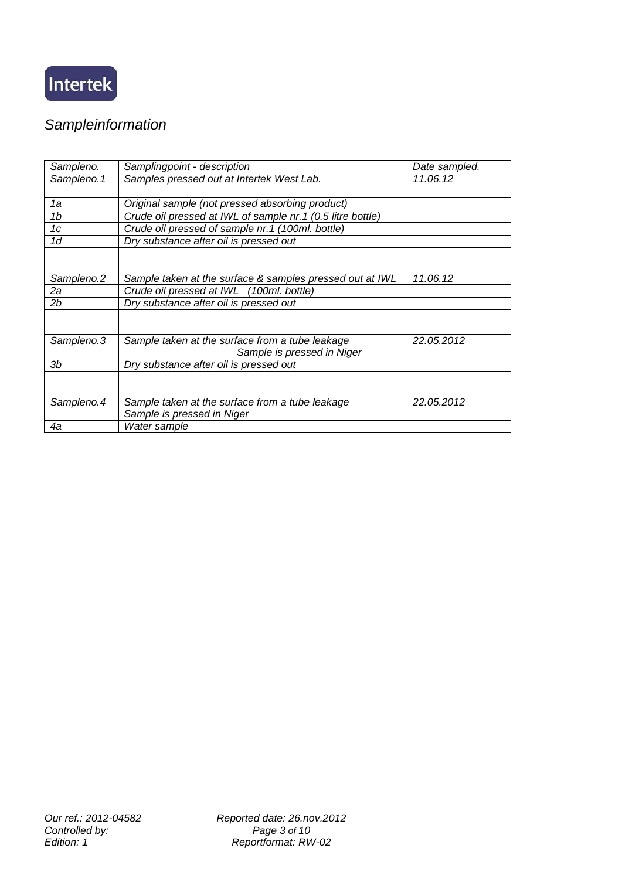Intertek

# *Sampleinformation*

| *Sampleno.* | *Samplingpoint - description* | *Date sampled.* |
|---|---|---|
| *Sampleno.1* | *Samples pressed out at Intertek West Lab.* | *11.06.12* |
| *1a* | *Original sample (not pressed absorbing product)* | |
| *1b* | *Crude oil pressed at IWL of sample nr.1 (0.5 litre bottle)* | |
| *1c* | *Crude oil pressed of sample nr.1 (100ml. bottle)* | |
| *1d* | *Dry substance after oil is pressed out* | |
| | | |
| *Sampleno.2* | *Sample taken at the surface & samples pressed out at IWL* | *11.06.12* |
| *2a* | *Crude oil pressed at IWL (100ml. bottle)* | |
| *2b* | *Dry substance after oil is pressed out* | |
| | | |
| *Sampleno.3* | *Sample taken at the surface from a tube leakage Sample is pressed in Niger* | *22.05.2012* |
| *3b* | *Dry substance after oil is pressed out* | |
| | | |
| *Sampleno.4* | *Sample taken at the surface from a tube leakage Sample is pressed in Niger* | *22.05.2012* |
| *4a* | *Water sample* | |

*Our ref.: 2012-04582*
*Controlled by:*
*Edition: 1*

*Reported date: 26.nov.2012*
*Reportformat: RW-02*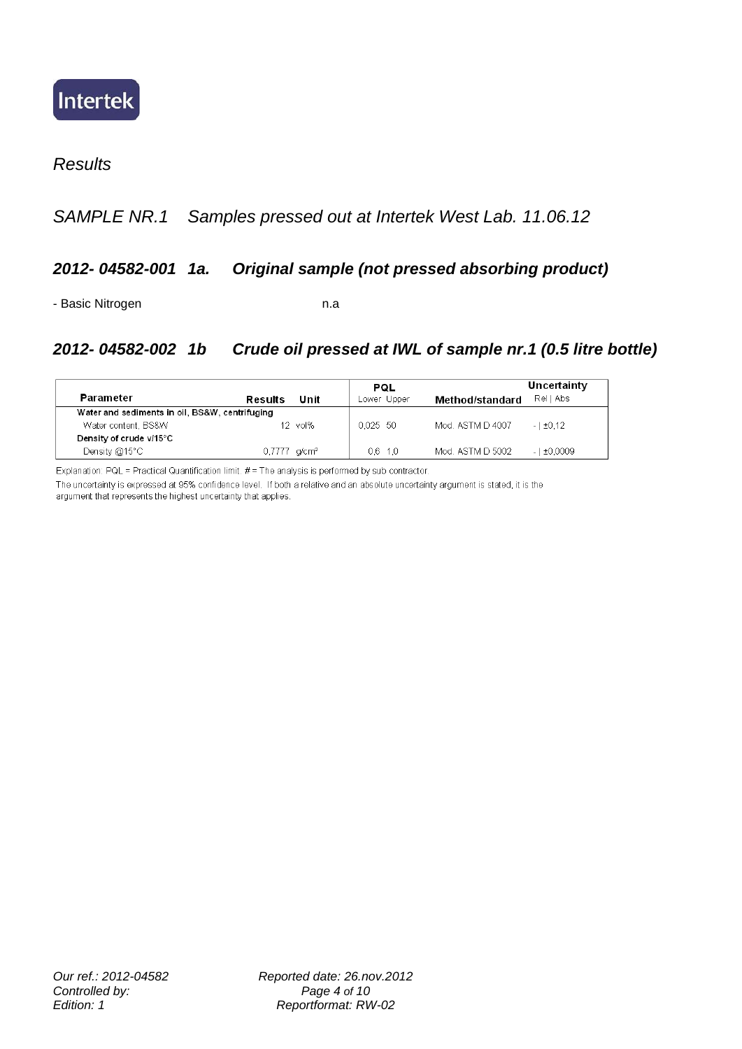*Results*

*SAMPLE NR.1 Samples pressed out at Intertek West Lab. 11.06.12*

### *2012- 04582-001 1a. Original sample (not pressed absorbing product)*

- Basic Nitrogen n.a

### *2012- 04582-002 1b Crude oil pressed at IWL of sample nr.1 (0.5 litre bottle)*

| Parameter | Results | Unit | PQL Lower | PQL Upper | Method/standard | Uncertainty Rel | Uncertainty Abs |
|---|---|---|---|---|---|---|---|
| **Water and sediments in oil, BS&W, centrifuging** | | | | | | | |
| Water content, BS&W | 12 | vol% | 0,025 | 50 | Mod. ASTM D 4007 | - | ±0,12 |
| **Density of crude v/15°C** | | | | | | | |
| Density @15°C | 0,7777 | g/cm³ | 0,6 | 1,0 | Mod. ASTM D 5002 | - | ±0,0009 |

Explanation: PQL = Practical Quantification limit. # = The analysis is performed by sub contractor.

The uncertainty is expressed at 95% confidence level. If both a relative and an absolute uncertainty argument is stated, it is the argument that represents the highest uncertainty that applies.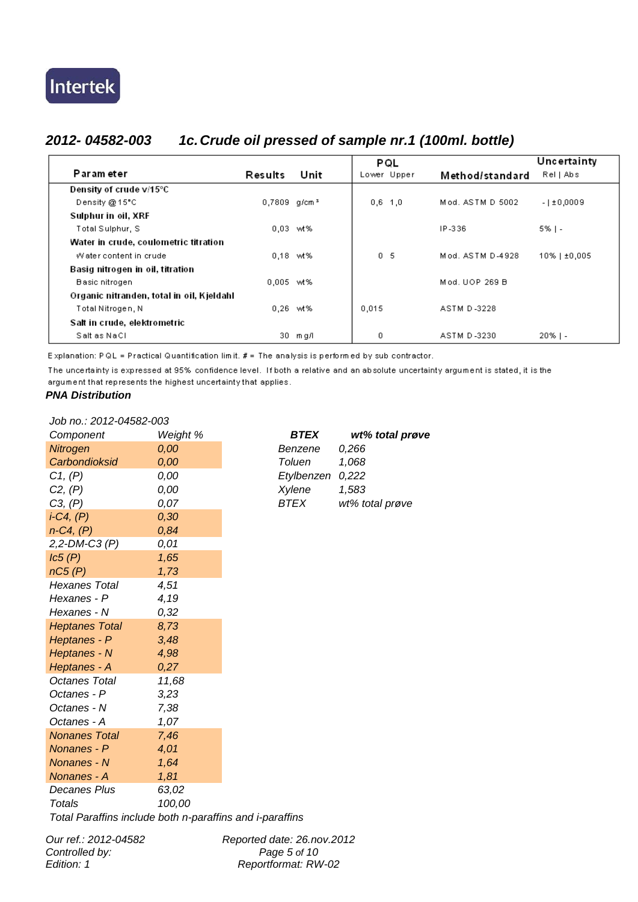Intertek

## 2012- 04582-003 1c. Crude oil pressed of sample nr.1 (100ml. bottle)

| Parameter | Results | Unit | PQL Lower | PQL Upper | Method/standard | Uncertainty Rel \| Abs |
|---|---|---|---|---|---|---|
| **Density of crude v/15°C** | | | | | | |
| Density @ 15°C | 0,7809 | g/cm³ | 0,6 | 1,0 | Mod. ASTM D 5002 | - \| ±0,0009 |
| **Sulphur in oil, XRF** | | | | | | |
| Total Sulphur, S | 0,03 | wt% | | | IP-336 | 5% \| - |
| **Water in crude, coulometric titration** | | | | | | |
| Water content in crude | 0,18 | wt% | 0 | 5 | Mod. ASTM D-4928 | 10% \| ±0,005 |
| **Basig nitrogen in oil, titration** | | | | | | |
| Basic nitrogen | 0,005 | wt% | | | Mod. UOP 269 B | |
| **Organic nitranden, total in oil, Kjeldahl** | | | | | | |
| Total Nitrogen, N | 0,26 | wt% | 0,015 | | ASTM D-3228 | |
| **Salt in crude, elektrometric** | | | | | | |
| Salt as NaCl | 30 | mg/l | 0 | | ASTM D-3230 | 20% \| - |

Explanation: PQL = Practical Quantification limit. # = The analysis is performed by sub contractor.

The uncertainty is expressed at 95% confidence level. If both a relative and an absolute uncertainty argument is stated, it is the argument that represents the highest uncertainty that applies.

### *PNA Distribution*

*Job no.: 2012-04582-003*

| Component | Weight % |
|---|---|
| Nitrogen | 0,00 |
| Carbondioksid | 0,00 |
| C1, (P) | 0,00 |
| C2, (P) | 0,00 |
| C3, (P) | 0,07 |
| i-C4, (P) | 0,30 |
| n-C4, (P) | 0,84 |
| 2,2-DM-C3 (P) | 0,01 |
| Ic5 (P) | 1,65 |
| nC5 (P) | 1,73 |
| Hexanes Total | 4,51 |
| Hexanes - P | 4,19 |
| Hexanes - N | 0,32 |
| Heptanes Total | 8,73 |
| Heptanes - P | 3,48 |
| Heptanes - N | 4,98 |
| Heptanes - A | 0,27 |
| Octanes Total | 11,68 |
| Octanes - P | 3,23 |
| Octanes - N | 7,38 |
| Octanes - A | 1,07 |
| Nonanes Total | 7,46 |
| Nonanes - P | 4,01 |
| Nonanes - N | 1,64 |
| Nonanes - A | 1,81 |
| Decanes Plus | 63,02 |
| Totals | 100,00 |

*Total Paraffins include both n-paraffins and i-paraffins*

| BTEX | wt% total prøve |
|---|---|
| Benzene | 0,266 |
| Toluen | 1,068 |
| Etylbenzen | 0,222 |
| Xylene | 1,583 |
| BTEX | wt% total prøve |

*Our ref.: 2012-04582*
*Controlled by:*
*Edition: 1*

*Reported date: 26.nov.2012*
*Reportformat: RW-02*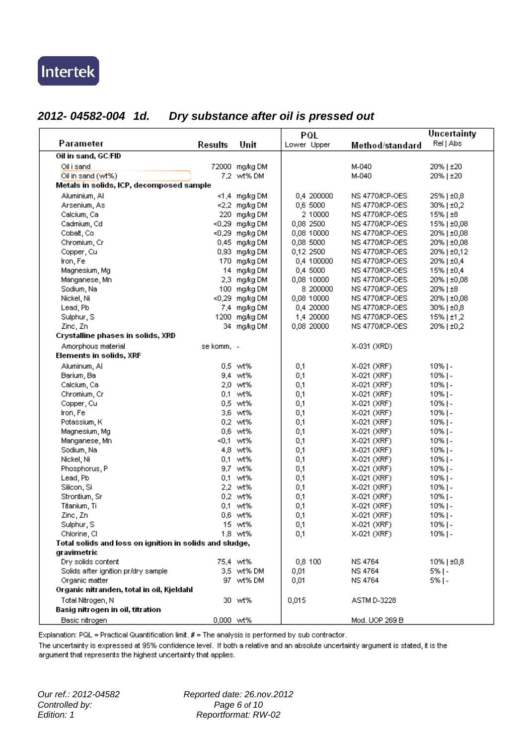Intertek

## *2012- 04582-004 1d. Dry substance after oil is pressed out*

| Parameter | Results | Unit | PQL Lower | PQL Upper | Method/standard | Uncertainty Rel \| Abs |
|---|---|---|---|---|---|---|
| **Oil in sand, GC/FID** | | | | | | |
| Oil i sand | 72000 | mg/kg DM | | | M-040 | 20% \| ±20 |
| Oil in sand (wt%) | 7,2 | wt% DM | | | M-040 | 20% \| ±20 |
| **Metals in solids, ICP, decomposed sample** | | | | | | |
| Aluminium, Al | <1,4 | mg/kg DM | 0,4 | 200000 | NS 4770/ICP-OES | 25% \| ±0,8 |
| Arsenium, As | <2,2 | mg/kg DM | 0,6 | 5000 | NS 4770/ICP-OES | 30% \| ±0,2 |
| Calcium, Ca | 220 | mg/kg DM | 2 | 10000 | NS 4770/ICP-OES | 15% \| ±8 |
| Cadmium, Cd | <0,29 | mg/kg DM | 0,08 | 2500 | NS 4770/ICP-OES | 15% \| ±0,08 |
| Cobalt, Co | <0,29 | mg/kg DM | 0,08 | 10000 | NS 4770/ICP-OES | 20% \| ±0,08 |
| Chromium, Cr | 0,45 | mg/kg DM | 0,08 | 5000 | NS 4770/ICP-OES | 20% \| ±0,08 |
| Copper, Cu | 0,93 | mg/kg DM | 0,12 | 2500 | NS 4770/ICP-OES | 20% \| ±0,12 |
| Iron, Fe | 170 | mg/kg DM | 0,4 | 100000 | NS 4770/ICP-OES | 20% \| ±0,4 |
| Magnesium, Mg | 14 | mg/kg DM | 0,4 | 5000 | NS 4770/ICP-OES | 15% \| ±0,4 |
| Manganese, Mn | 2,3 | mg/kg DM | 0,08 | 10000 | NS 4770/ICP-OES | 20% \| ±0,08 |
| Sodium, Na | 100 | mg/kg DM | 8 | 200000 | NS 4770/ICP-OES | 20% \| ±8 |
| Nickel, Ni | <0,29 | mg/kg DM | 0,08 | 10000 | NS 4770/ICP-OES | 20% \| ±0,08 |
| Lead, Pb | 7,4 | mg/kg DM | 0,4 | 20000 | NS 4770/ICP-OES | 30% \| ±0,8 |
| Sulphur, S | 1200 | mg/kg DM | 1,4 | 20000 | NS 4770/ICP-OES | 15% \| ±1,2 |
| Zinc, Zn | 34 | mg/kg DM | 0,08 | 20000 | NS 4770/ICP-OES | 20% \| ±0,2 |
| **Crystalline phases in solids, XRD** | | | | | | |
| Amorphous material | se komm. | - | | | X-031 (XRD) | |
| **Elements in solids, XRF** | | | | | | |
| Aluminum, Al | 0,5 | wt% | 0,1 | | X-021 (XRF) | 10% \| - |
| Barium, Ba | 9,4 | wt% | 0,1 | | X-021 (XRF) | 10% \| - |
| Calcium, Ca | 2,0 | wt% | 0,1 | | X-021 (XRF) | 10% \| - |
| Chromium, Cr | 0,1 | wt% | 0,1 | | X-021 (XRF) | 10% \| - |
| Copper, Cu | 0,5 | wt% | 0,1 | | X-021 (XRF) | 10% \| - |
| Iron, Fe | 3,6 | wt% | 0,1 | | X-021 (XRF) | 10% \| - |
| Potassium, K | 0,2 | wt% | 0,1 | | X-021 (XRF) | 10% \| - |
| Magnesium, Mg | 0,6 | wt% | 0,1 | | X-021 (XRF) | 10% \| - |
| Manganese, Mn | <0,1 | wt% | 0,1 | | X-021 (XRF) | 10% \| - |
| Sodium, Na | 4,8 | wt% | 0,1 | | X-021 (XRF) | 10% \| - |
| Nickel, Ni | 0,1 | wt% | 0,1 | | X-021 (XRF) | 10% \| - |
| Phosphorus, P | 9,7 | wt% | 0,1 | | X-021 (XRF) | 10% \| - |
| Lead, Pb | 0,1 | wt% | 0,1 | | X-021 (XRF) | 10% \| - |
| Silicon, Si | 2,2 | wt% | 0,1 | | X-021 (XRF) | 10% \| - |
| Strontium, Sr | 0,2 | wt% | 0,1 | | X-021 (XRF) | 10% \| - |
| Titanium, Ti | 0,1 | wt% | 0,1 | | X-021 (XRF) | 10% \| - |
| Zinc, Zn | 0,6 | wt% | 0,1 | | X-021 (XRF) | 10% \| - |
| Sulphur, S | 15 | wt% | 0,1 | | X-021 (XRF) | 10% \| - |
| Chlorine, Cl | 1,8 | wt% | 0,1 | | X-021 (XRF) | 10% \| - |
| **Total solids and loss on ignition in solids and sludge, gravimetric** | | | | | | |
| Dry solids content | 75,4 | wt% | 0,8 | 100 | NS 4764 | 10% \| ±0,8 |
| Solids after ignition pr/dry sample | 3,5 | wt% DM | 0,01 | | NS 4764 | 5% \| - |
| Organic matter | 97 | wt% DM | 0,01 | | NS 4764 | 5% \| - |
| **Organic nitranden, total in oil, Kjeldahl** | | | | | | |
| Total Nitrogen, N | 30 | wt% | 0,015 | | ASTM D-3228 | |
| **Basig nitrogen in oil, titration** | | | | | | |
| Basic nitrogen | 0,000 | wt% | | | Mod. UOP 269 B | |

Explanation: PQL = Practical Quantification limit. # = The analysis is performed by sub contractor.

The uncertainty is expressed at 95% confidence level. If both a relative and an absolute uncertainty argument is stated, it is the argument that represents the highest uncertainty that applies.

*Our ref.: 2012-04582*
*Controlled by:*
*Edition: 1*

*Reported date: 26.nov.2012*
*Reportformat: RW-02*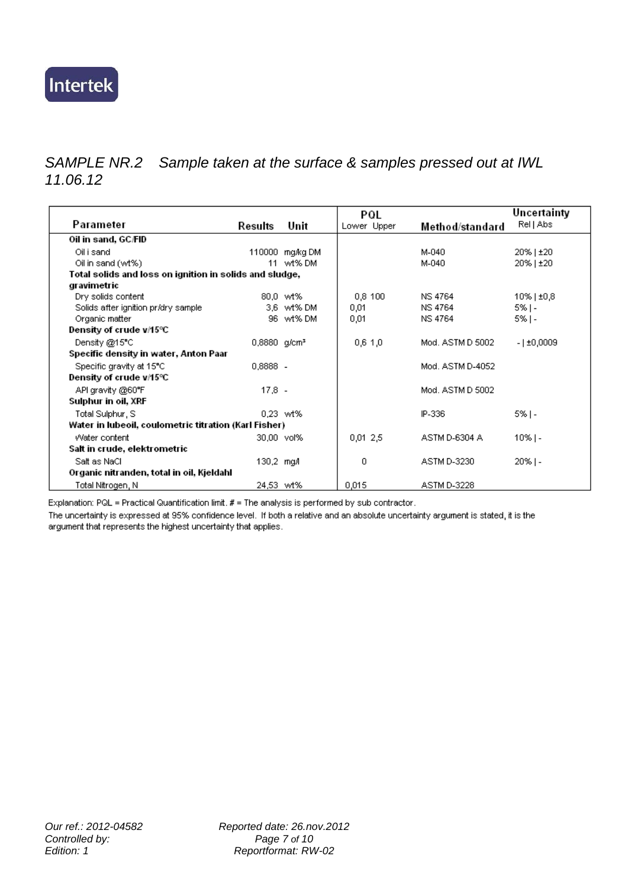Intertek

*SAMPLE NR.2 Sample taken at the surface & samples pressed out at IWL 11.06.12*

| Parameter | Results | Unit | PQL Lower | PQL Upper | Method/standard | Uncertainty Rel \| Abs |
|---|---|---|---|---|---|---|
| **Oil in sand, GC/FID** | | | | | | |
| Oil i sand | 110000 | mg/kg DM | | | M-040 | 20% \| ±20 |
| Oil in sand (wt%) | 11 | wt% DM | | | M-040 | 20% \| ±20 |
| **Total solids and loss on ignition in solids and sludge, gravimetric** | | | | | | |
| Dry solids content | 80,0 | wt% | 0,8 | 100 | NS 4764 | 10% \| ±0,8 |
| Solids after ignition pr/dry sample | 3,6 | wt% DM | 0,01 | | NS 4764 | 5% \| - |
| Organic matter | 96 | wt% DM | 0,01 | | NS 4764 | 5% \| - |
| **Density of crude v/15°C** | | | | | | |
| Density @15°C | 0,8880 | g/cm³ | 0,6 | 1,0 | Mod. ASTM D 5002 | - \| ±0,0009 |
| **Specific density in water, Anton Paar** | | | | | | |
| Specific gravity at 15°C | 0,8888 | - | | | Mod. ASTM D-4052 | |
| **Density of crude v/15°C** | | | | | | |
| API gravity @60°F | 17,8 | - | | | Mod. ASTM D 5002 | |
| **Sulphur in oil, XRF** | | | | | | |
| Total Sulphur, S | 0,23 | wt% | | | IP-336 | 5% \| - |
| **Water in lubeoil, coulometric titration (Karl Fisher)** | | | | | | |
| Water content | 30,00 | vol% | 0,01 | 2,5 | ASTM D-6304 A | 10% \| - |
| **Salt in crude, elektrometric** | | | | | | |
| Salt as NaCl | 130,2 | mg/l | 0 | | ASTM D-3230 | 20% \| - |
| **Organic nitranden, total in oil, Kjeldahl** | | | | | | |
| Total Nitrogen, N | 24,53 | wt% | 0,015 | | ASTM D-3228 | |

Explanation: PQL = Practical Quantification limit. # = The analysis is performed by sub contractor.

The uncertainty is expressed at 95% confidence level. If both a relative and an absolute uncertainty argument is stated, it is the argument that represents the highest uncertainty that applies.

*Our ref.: 2012-04582*
*Controlled by:*
*Edition: 1*

*Reported date: 26.nov.2012*
*Reportformat: RW-02*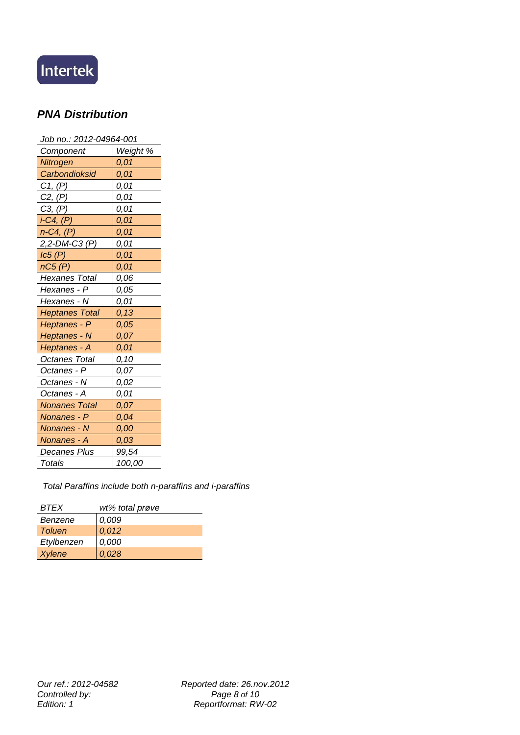Intertek

## PNA Distribution

Job no.: 2012-04964-001

| Component | Weight % |
|---|---|
| Nitrogen | 0,01 |
| Carbondioksid | 0,01 |
| C1, (P) | 0,01 |
| C2, (P) | 0,01 |
| C3, (P) | 0,01 |
| i-C4, (P) | 0,01 |
| n-C4, (P) | 0,01 |
| 2,2-DM-C3 (P) | 0,01 |
| Ic5 (P) | 0,01 |
| nC5 (P) | 0,01 |
| Hexanes Total | 0,06 |
| Hexanes - P | 0,05 |
| Hexanes - N | 0,01 |
| Heptanes Total | 0,13 |
| Heptanes - P | 0,05 |
| Heptanes - N | 0,07 |
| Heptanes - A | 0,01 |
| Octanes Total | 0,10 |
| Octanes - P | 0,07 |
| Octanes - N | 0,02 |
| Octanes - A | 0,01 |
| Nonanes Total | 0,07 |
| Nonanes - P | 0,04 |
| Nonanes - N | 0,00 |
| Nonanes - A | 0,03 |
| Decanes Plus | 99,54 |
| Totals | 100,00 |

*Total Paraffins include both n-paraffins and i-paraffins*

| BTEX | wt% total prøve |
|---|---|
| Benzene | 0,009 |
| Toluen | 0,012 |
| Etylbenzen | 0,000 |
| Xylene | 0,028 |

Our ref.: 2012-04582
Controlled by:
Edition: 1

Reported date: 26.nov.2012
Reportformat: RW-02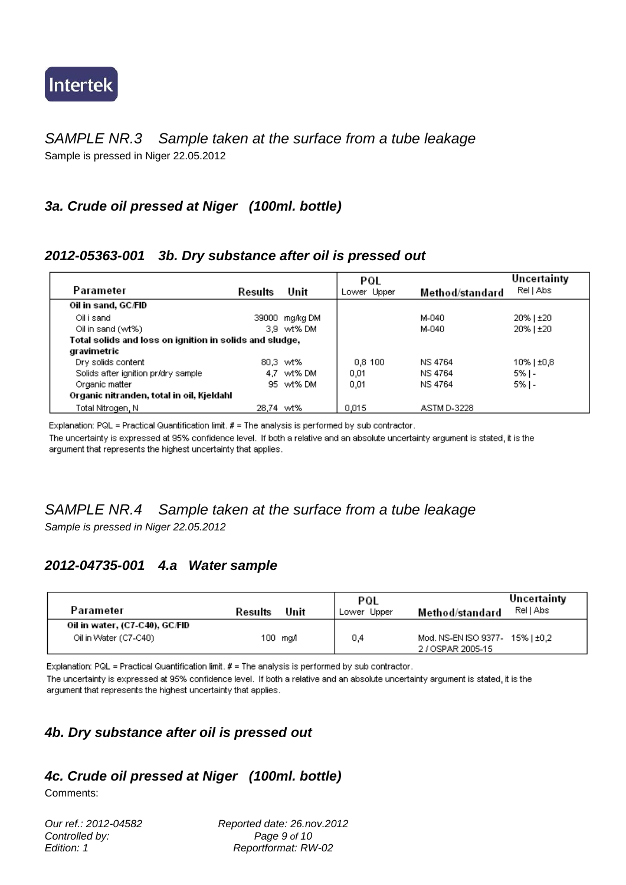Intertek

## SAMPLE NR.3 Sample taken at the surface from a tube leakage

Sample is pressed in Niger 22.05.2012

### *3a. Crude oil pressed at Niger (100ml. bottle)*

### *2012-05363-001 3b. Dry substance after oil is pressed out*

| Parameter | Results | Unit | PQL Lower | PQL Upper | Method/standard | Uncertainty Rel \| Abs |
|---|---|---|---|---|---|---|
| **Oil in sand, GC/FID** | | | | | | |
| Oil i sand | 39000 | mg/kg DM | | | M-040 | 20% \| ±20 |
| Oil in sand (wt%) | 3,9 | wt% DM | | | M-040 | 20% \| ±20 |
| **Total solids and loss on ignition in solids and sludge, gravimetric** | | | | | | |
| Dry solids content | 80,3 | wt% | 0,8 | 100 | NS 4764 | 10% \| ±0,8 |
| Solids after ignition pr/dry sample | 4,7 | wt% DM | 0,01 | | NS 4764 | 5% \| - |
| Organic matter | 95 | wt% DM | 0,01 | | NS 4764 | 5% \| - |
| **Organic nitranden, total in oil, Kjeldahl** | | | | | | |
| Total Nitrogen, N | 28,74 | wt% | 0,015 | | ASTM D-3228 | |

Explanation: PQL = Practical Quantification limit. # = The analysis is performed by sub contractor.
The uncertainty is expressed at 95% confidence level. If both a relative and an absolute uncertainty argument is stated, it is the argument that represents the highest uncertainty that applies.

## SAMPLE NR.4 Sample taken at the surface from a tube leakage

*Sample is pressed in Niger 22.05.2012*

### *2012-04735-001 4.a Water sample*

| Parameter | Results | Unit | PQL Lower | PQL Upper | Method/standard | Uncertainty Rel \| Abs |
|---|---|---|---|---|---|---|
| **Oil in water, (C7-C40), GC/FID** | | | | | | |
| Oil in Water (C7-C40) | 100 | mg/l | 0,4 | | Mod. NS-EN ISO 9377-2 / OSPAR 2005-15 | 15% \| ±0,2 |

Explanation: PQL = Practical Quantification limit. # = The analysis is performed by sub contractor.
The uncertainty is expressed at 95% confidence level. If both a relative and an absolute uncertainty argument is stated, it is the argument that represents the highest uncertainty that applies.

### *4b. Dry substance after oil is pressed out*

### *4c. Crude oil pressed at Niger (100ml. bottle)*

Comments:

*Our ref.: 2012-04582* *Reported date: 26.nov.2012*
*Controlled by:*
*Edition: 1* *Reportformat: RW-02*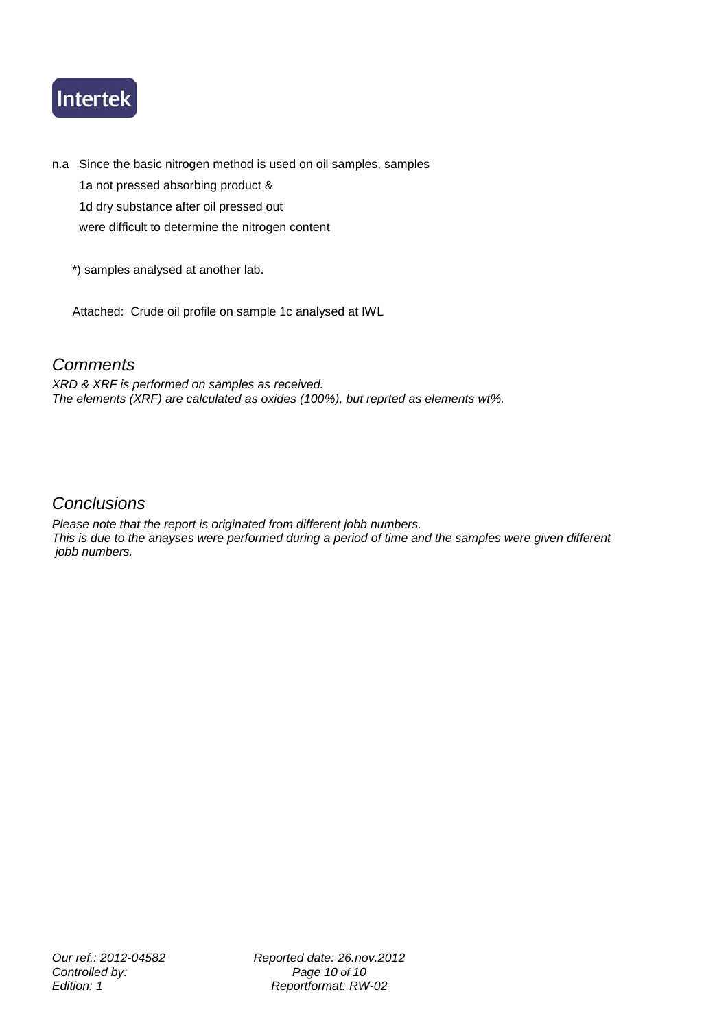Intertek

n.a Since the basic nitrogen method is used on oil samples, samples
1a not pressed absorbing product &
1d dry substance after oil pressed out
were difficult to determine the nitrogen content

*) samples analysed at another lab.

Attached: Crude oil profile on sample 1c analysed at IWL

## *Comments*

*XRD & XRF is performed on samples as received.*
*The elements (XRF) are calculated as oxides (100%), but reprted as elements wt%.*

## *Conclusions*

*Please note that the report is originated from different jobb numbers.*
*This is due to the anayses were performed during a period of time and the samples were given different jobb numbers.*

*Our ref.: 2012-04582* *Reported date: 26.nov.2012*
*Controlled by:*
*Edition: 1* *Reportformat: RW-02*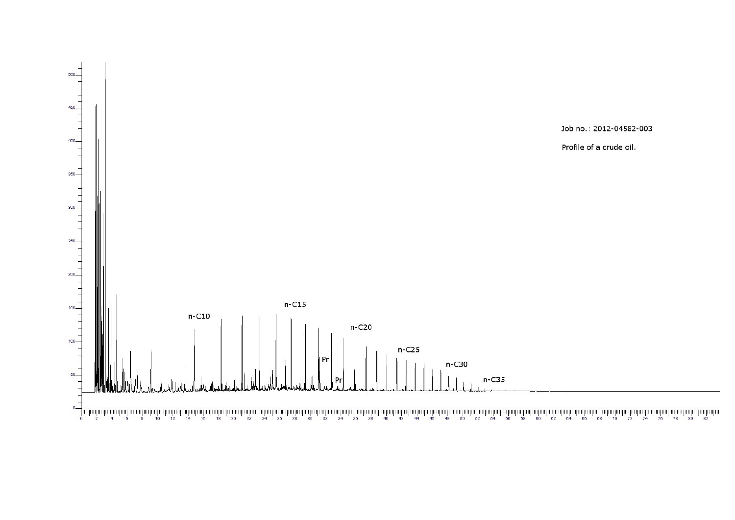Job no.: 2012-04582-003

Profile of a crude oil.

n-C10

n-C15

Pr

Pr

n-C20

n-C25

n-C30

n-C35